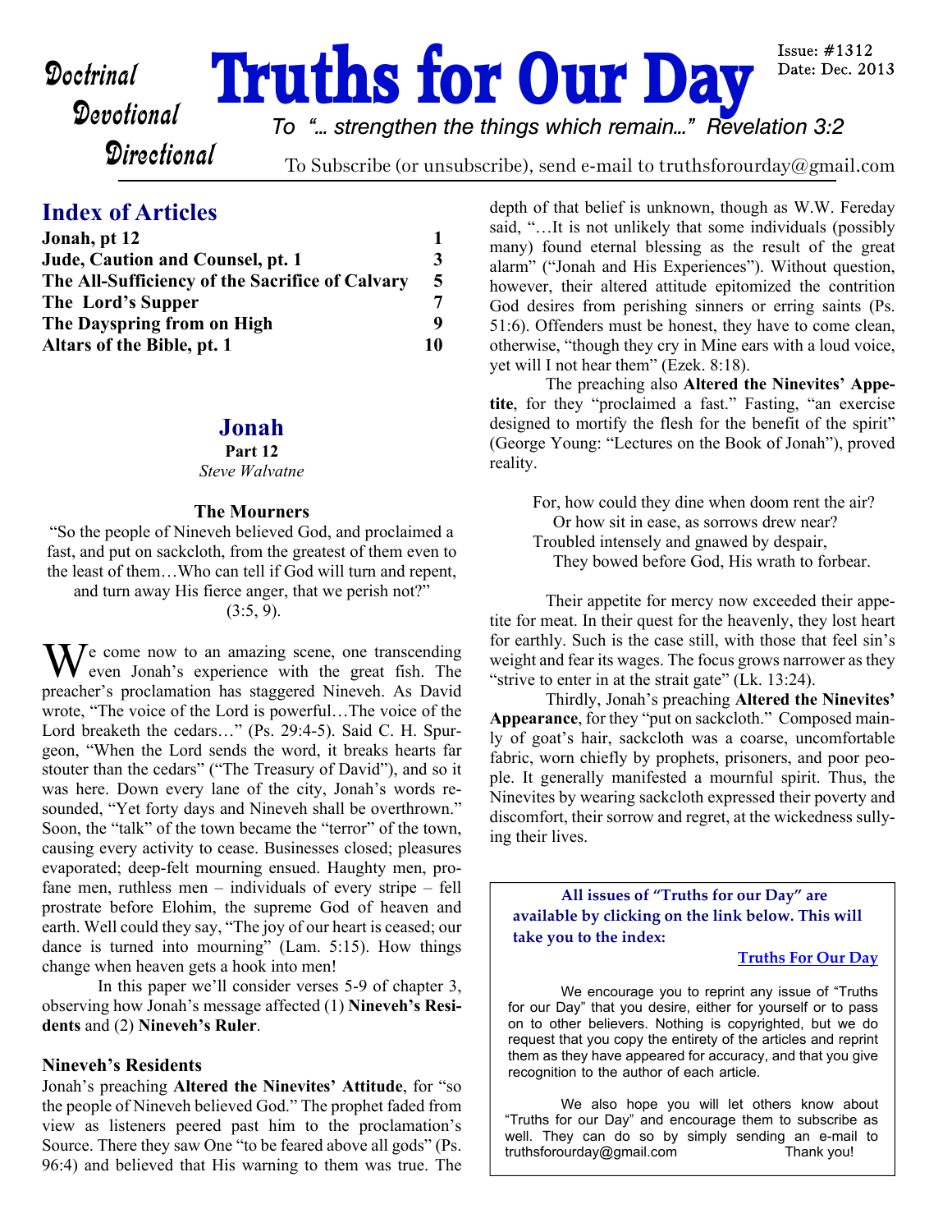# Truths for Our Day

Doctrinal
Devotional
Directional

Issue: #1312
Date: Dec. 2013

*To "... strengthen the things which remain..." Revelation 3:2*

To Subscribe (or unsubscribe), send e-mail to truthsforourday@gmail.com

## Index of Articles

| | |
|---|---|
| **Jonah, pt 12** | **1** |
| **Jude, Caution and Counsel, pt. 1** | **3** |
| **The All-Sufficiency of the Sacrifice of Calvary** | **5** |
| **The Lord's Supper** | **7** |
| **The Dayspring from on High** | **9** |
| **Altars of the Bible, pt. 1** | **10** |

## Jonah

**Part 12**

*Steve Walvatne*

### The Mourners

"So the people of Nineveh believed God, and proclaimed a fast, and put on sackcloth, from the greatest of them even to the least of them…Who can tell if God will turn and repent, and turn away His fierce anger, that we perish not?" (3:5, 9).

We come now to an amazing scene, one transcending even Jonah's experience with the great fish. The preacher's proclamation has staggered Nineveh. As David wrote, "The voice of the Lord is powerful…The voice of the Lord breaketh the cedars…" (Ps. 29:4-5). Said C. H. Spurgeon, "When the Lord sends the word, it breaks hearts far stouter than the cedars" ("The Treasury of David"), and so it was here. Down every lane of the city, Jonah's words resounded, "Yet forty days and Nineveh shall be overthrown." Soon, the "talk" of the town became the "terror" of the town, causing every activity to cease. Businesses closed; pleasures evaporated; deep-felt mourning ensued. Haughty men, profane men, ruthless men – individuals of every stripe – fell prostrate before Elohim, the supreme God of heaven and earth. Well could they say, "The joy of our heart is ceased; our dance is turned into mourning" (Lam. 5:15). How things change when heaven gets a hook into men!

In this paper we'll consider verses 5-9 of chapter 3, observing how Jonah's message affected (1) **Nineveh's Residents** and (2) **Nineveh's Ruler**.

### Nineveh's Residents

Jonah's preaching **Altered the Ninevites' Attitude**, for "so the people of Nineveh believed God." The prophet faded from view as listeners peered past him to the proclamation's Source. There they saw One "to be feared above all gods" (Ps. 96:4) and believed that His warning to them was true. The depth of that belief is unknown, though as W.W. Fereday said, "…It is not unlikely that some individuals (possibly many) found eternal blessing as the result of the great alarm" ("Jonah and His Experiences"). Without question, however, their altered attitude epitomized the contrition God desires from perishing sinners or erring saints (Ps. 51:6). Offenders must be honest, they have to come clean, otherwise, "though they cry in Mine ears with a loud voice, yet will I not hear them" (Ezek. 8:18).

The preaching also **Altered the Ninevites' Appetite**, for they "proclaimed a fast." Fasting, "an exercise designed to mortify the flesh for the benefit of the spirit" (George Young: "Lectures on the Book of Jonah"), proved reality.

> For, how could they dine when doom rent the air?
> Or how sit in ease, as sorrows drew near?
> Troubled intensely and gnawed by despair,
> They bowed before God, His wrath to forbear.

Their appetite for mercy now exceeded their appetite for meat. In their quest for the heavenly, they lost heart for earthly. Such is the case still, with those that feel sin's weight and fear its wages. The focus grows narrower as they "strive to enter in at the strait gate" (Lk. 13:24).

Thirdly, Jonah's preaching **Altered the Ninevites' Appearance**, for they "put on sackcloth." Composed mainly of goat's hair, sackcloth was a coarse, uncomfortable fabric, worn chiefly by prophets, prisoners, and poor people. It generally manifested a mournful spirit. Thus, the Ninevites by wearing sackcloth expressed their poverty and discomfort, their sorrow and regret, at the wickedness sullying their lives.

---

**All issues of "Truths for our Day" are available by clicking on the link below. This will take you to the index:**

**Truths For Our Day**

We encourage you to reprint any issue of "Truths for our Day" that you desire, either for yourself or to pass on to other believers. Nothing is copyrighted, but we do request that you copy the entirety of the articles and reprint them as they have appeared for accuracy, and that you give recognition to the author of each article.

We also hope you will let others know about "Truths for our Day" and encourage them to subscribe as well. They can do so by simply sending an e-mail to truthsforourday@gmail.com Thank you!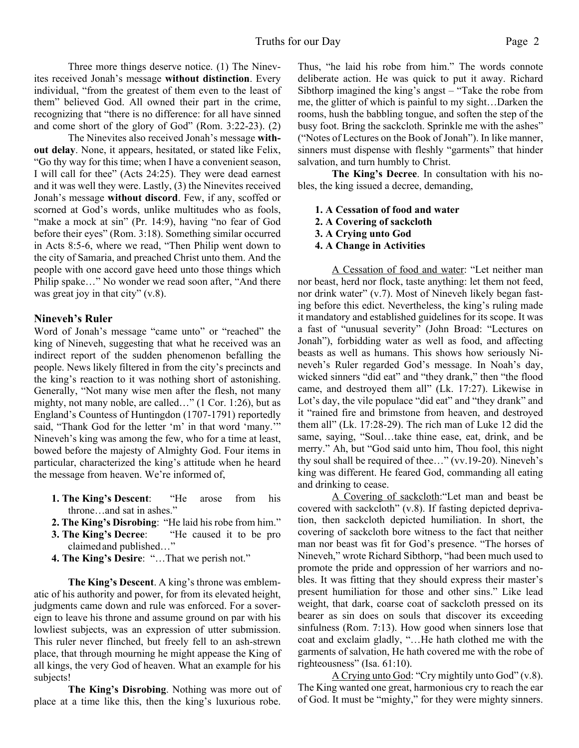Three more things deserve notice. (1) The Ninevites received Jonah's message **without distinction**. Every individual, "from the greatest of them even to the least of them" believed God. All owned their part in the crime, recognizing that "there is no difference: for all have sinned and come short of the glory of God" (Rom. 3:22-23). (2) The Ninevites also received Jonah's message **without delay**. None, it appears, hesitated, or stated like Felix, "Go thy way for this time; when I have a convenient season, I will call for thee" (Acts 24:25). They were dead earnest and it was well they were. Lastly, (3) the Ninevites received Jonah's message **without discord**. Few, if any, scoffed or scorned at God's words, unlike multitudes who as fools, "make a mock at sin" (Pr. 14:9), having "no fear of God before their eyes" (Rom. 3:18). Something similar occurred in Acts 8:5-6, where we read, "Then Philip went down to the city of Samaria, and preached Christ unto them. And the people with one accord gave heed unto those things which Philip spake…" No wonder we read soon after, "And there was great joy in that city" (v.8).

### Nineveh's Ruler

Word of Jonah's message "came unto" or "reached" the king of Nineveh, suggesting that what he received was an indirect report of the sudden phenomenon befalling the people. News likely filtered in from the city's precincts and the king's reaction to it was nothing short of astonishing. Generally, "Not many wise men after the flesh, not many mighty, not many noble, are called…" (1 Cor. 1:26), but as England's Countess of Huntingdon (1707-1791) reportedly said, "Thank God for the letter 'm' in that word 'many.'" Nineveh's king was among the few, who for a time at least, bowed before the majesty of Almighty God. Four items in particular, characterized the king's attitude when he heard the message from heaven. We're informed of,

1. **The King's Descent**: "He arose from his throne…and sat in ashes."
2. **The King's Disrobing**: "He laid his robe from him."
3. **The King's Decree**: "He caused it to be pro claimed and published…"
4. **The King's Desire**: "…That we perish not."

**The King's Descent**. A king's throne was emblematic of his authority and power, for from its elevated height, judgments came down and rule was enforced. For a sovereign to leave his throne and assume ground on par with his lowliest subjects, was an expression of utter submission. This ruler never flinched, but freely fell to an ash-strewn place, that through mourning he might appease the King of all kings, the very God of heaven. What an example for his subjects!

**The King's Disrobing**. Nothing was more out of place at a time like this, then the king's luxurious robe. Thus, "he laid his robe from him." The words connote deliberate action. He was quick to put it away. Richard Sibthorp imagined the king's angst – "Take the robe from me, the glitter of which is painful to my sight…Darken the rooms, hush the babbling tongue, and soften the step of the busy foot. Bring the sackcloth. Sprinkle me with the ashes" ("Notes of Lectures on the Book of Jonah"). In like manner, sinners must dispense with fleshly "garments" that hinder salvation, and turn humbly to Christ.

**The King's Decree**. In consultation with his nobles, the king issued a decree, demanding,

1. **A Cessation of food and water**
2. **A Covering of sackcloth**
3. **A Crying unto God**
4. **A Change in Activities**

<u>A Cessation of food and water</u>: "Let neither man nor beast, herd nor flock, taste anything: let them not feed, nor drink water" (v.7). Most of Nineveh likely began fasting before this edict. Nevertheless, the king's ruling made it mandatory and established guidelines for its scope. It was a fast of "unusual severity" (John Broad: "Lectures on Jonah"), forbidding water as well as food, and affecting beasts as well as humans. This shows how seriously Nineveh's Ruler regarded God's message. In Noah's day, wicked sinners "did eat" and "they drank," then "the flood came, and destroyed them all" (Lk. 17:27). Likewise in Lot's day, the vile populace "did eat" and "they drank" and it "rained fire and brimstone from heaven, and destroyed them all" (Lk. 17:28-29). The rich man of Luke 12 did the same, saying, "Soul…take thine ease, eat, drink, and be merry." Ah, but "God said unto him, Thou fool, this night thy soul shall be required of thee…" (vv.19-20). Nineveh's king was different. He feared God, commanding all eating and drinking to cease.

<u>A Covering of sackcloth</u>:"Let man and beast be covered with sackcloth" (v.8). If fasting depicted deprivation, then sackcloth depicted humiliation. In short, the covering of sackcloth bore witness to the fact that neither man nor beast was fit for God's presence. "The horses of Nineveh," wrote Richard Sibthorp, "had been much used to promote the pride and oppression of her warriors and nobles. It was fitting that they should express their master's present humiliation for those and other sins." Like lead weight, that dark, coarse coat of sackcloth pressed on its bearer as sin does on souls that discover its exceeding sinfulness (Rom. 7:13). How good when sinners lose that coat and exclaim gladly, "…He hath clothed me with the garments of salvation, He hath covered me with the robe of righteousness" (Isa. 61:10).

<u>A Crying unto God</u>: "Cry mightily unto God" (v.8). The King wanted one great, harmonious cry to reach the ear of God. It must be "mighty," for they were mighty sinners.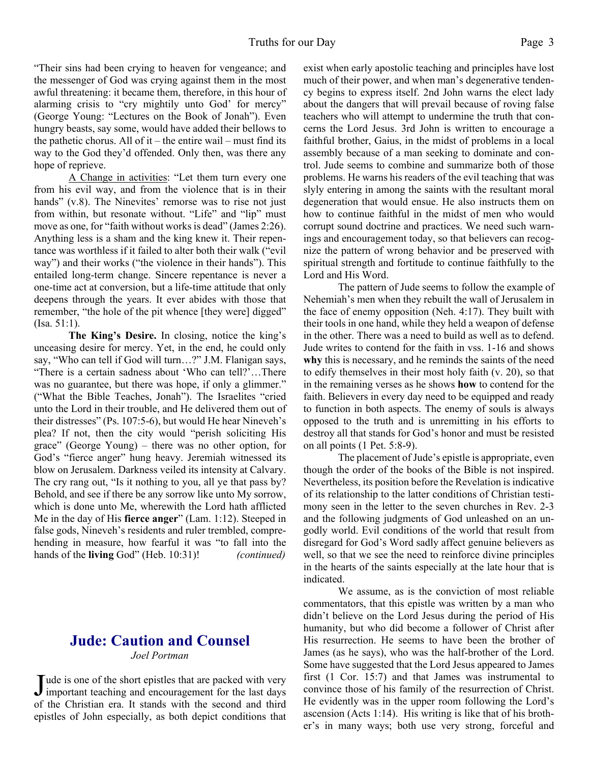"Their sins had been crying to heaven for vengeance; and the messenger of God was crying against them in the most awful threatening: it became them, therefore, in this hour of alarming crisis to "cry mightily unto God' for mercy" (George Young: "Lectures on the Book of Jonah"). Even hungry beasts, say some, would have added their bellows to the pathetic chorus. All of it – the entire wail – must find its way to the God they'd offended. Only then, was there any hope of reprieve.

A Change in activities: "Let them turn every one from his evil way, and from the violence that is in their hands" (v.8). The Ninevites' remorse was to rise not just from within, but resonate without. "Life" and "lip" must move as one, for "faith without works is dead" (James 2:26). Anything less is a sham and the king knew it. Their repentance was worthless if it failed to alter both their walk ("evil way") and their works ("the violence in their hands"). This entailed long-term change. Sincere repentance is never a one-time act at conversion, but a life-time attitude that only deepens through the years. It ever abides with those that remember, "the hole of the pit whence [they were] digged" (Isa. 51:1).

**The King's Desire.** In closing, notice the king's unceasing desire for mercy. Yet, in the end, he could only say, "Who can tell if God will turn…?" J.M. Flanigan says, "There is a certain sadness about 'Who can tell?'…There was no guarantee, but there was hope, if only a glimmer." ("What the Bible Teaches, Jonah"). The Israelites "cried unto the Lord in their trouble, and He delivered them out of their distresses" (Ps. 107:5-6), but would He hear Nineveh's plea? If not, then the city would "perish soliciting His grace" (George Young) – there was no other option, for God's "fierce anger" hung heavy. Jeremiah witnessed its blow on Jerusalem. Darkness veiled its intensity at Calvary. The cry rang out, "Is it nothing to you, all ye that pass by? Behold, and see if there be any sorrow like unto My sorrow, which is done unto Me, wherewith the Lord hath afflicted Me in the day of His **fierce anger**" (Lam. 1:12). Steeped in false gods, Nineveh's residents and ruler trembled, comprehending in measure, how fearful it was "to fall into the hands of the **living** God" (Heb. 10:31)! *(continued)*

## Jude: Caution and Counsel

*Joel Portman*

Jude is one of the short epistles that are packed with very important teaching and encouragement for the last days of the Christian era. It stands with the second and third epistles of John especially, as both depict conditions that exist when early apostolic teaching and principles have lost much of their power, and when man's degenerative tendency begins to express itself. 2nd John warns the elect lady about the dangers that will prevail because of roving false teachers who will attempt to undermine the truth that concerns the Lord Jesus. 3rd John is written to encourage a faithful brother, Gaius, in the midst of problems in a local assembly because of a man seeking to dominate and control. Jude seems to combine and summarize both of those problems. He warns his readers of the evil teaching that was slyly entering in among the saints with the resultant moral degeneration that would ensue. He also instructs them on how to continue faithful in the midst of men who would corrupt sound doctrine and practices. We need such warnings and encouragement today, so that believers can recognize the pattern of wrong behavior and be preserved with spiritual strength and fortitude to continue faithfully to the Lord and His Word.

The pattern of Jude seems to follow the example of Nehemiah's men when they rebuilt the wall of Jerusalem in the face of enemy opposition (Neh. 4:17). They built with their tools in one hand, while they held a weapon of defense in the other. There was a need to build as well as to defend. Jude writes to contend for the faith in vss. 1-16 and shows **why** this is necessary, and he reminds the saints of the need to edify themselves in their most holy faith (v. 20), so that in the remaining verses as he shows **how** to contend for the faith. Believers in every day need to be equipped and ready to function in both aspects. The enemy of souls is always opposed to the truth and is unremitting in his efforts to destroy all that stands for God's honor and must be resisted on all points (1 Pet. 5:8-9).

The placement of Jude's epistle is appropriate, even though the order of the books of the Bible is not inspired. Nevertheless, its position before the Revelation is indicative of its relationship to the latter conditions of Christian testimony seen in the letter to the seven churches in Rev. 2-3 and the following judgments of God unleashed on an ungodly world. Evil conditions of the world that result from disregard for God's Word sadly affect genuine believers as well, so that we see the need to reinforce divine principles in the hearts of the saints especially at the late hour that is indicated.

We assume, as is the conviction of most reliable commentators, that this epistle was written by a man who didn't believe on the Lord Jesus during the period of His humanity, but who did become a follower of Christ after His resurrection. He seems to have been the brother of James (as he says), who was the half-brother of the Lord. Some have suggested that the Lord Jesus appeared to James first (1 Cor. 15:7) and that James was instrumental to convince those of his family of the resurrection of Christ. He evidently was in the upper room following the Lord's ascension (Acts 1:14). His writing is like that of his brother's in many ways; both use very strong, forceful and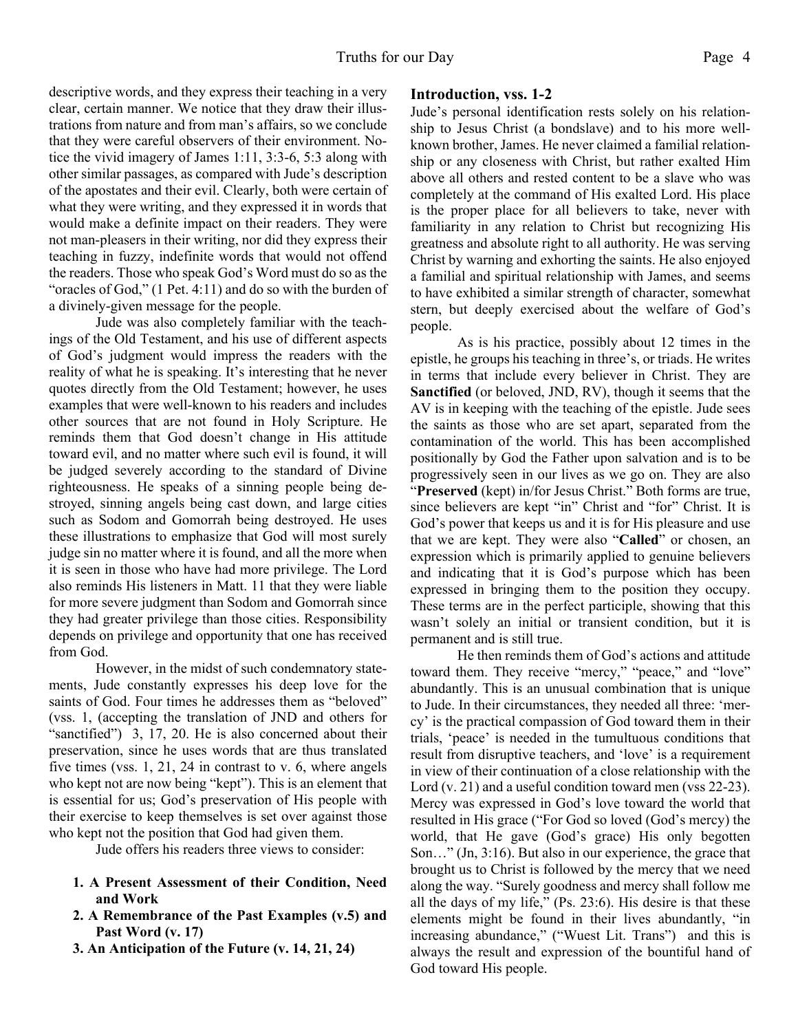descriptive words, and they express their teaching in a very clear, certain manner. We notice that they draw their illustrations from nature and from man's affairs, so we conclude that they were careful observers of their environment. Notice the vivid imagery of James 1:11, 3:3-6, 5:3 along with other similar passages, as compared with Jude's description of the apostates and their evil. Clearly, both were certain of what they were writing, and they expressed it in words that would make a definite impact on their readers. They were not man-pleasers in their writing, nor did they express their teaching in fuzzy, indefinite words that would not offend the readers. Those who speak God's Word must do so as the "oracles of God," (1 Pet. 4:11) and do so with the burden of a divinely-given message for the people.

Jude was also completely familiar with the teachings of the Old Testament, and his use of different aspects of God's judgment would impress the readers with the reality of what he is speaking. It's interesting that he never quotes directly from the Old Testament; however, he uses examples that were well-known to his readers and includes other sources that are not found in Holy Scripture. He reminds them that God doesn't change in His attitude toward evil, and no matter where such evil is found, it will be judged severely according to the standard of Divine righteousness. He speaks of a sinning people being destroyed, sinning angels being cast down, and large cities such as Sodom and Gomorrah being destroyed. He uses these illustrations to emphasize that God will most surely judge sin no matter where it is found, and all the more when it is seen in those who have had more privilege. The Lord also reminds His listeners in Matt. 11 that they were liable for more severe judgment than Sodom and Gomorrah since they had greater privilege than those cities. Responsibility depends on privilege and opportunity that one has received from God.

However, in the midst of such condemnatory statements, Jude constantly expresses his deep love for the saints of God. Four times he addresses them as "beloved" (vss. 1, (accepting the translation of JND and others for "sanctified") 3, 17, 20. He is also concerned about their preservation, since he uses words that are thus translated five times (vss. 1, 21, 24 in contrast to v. 6, where angels who kept not are now being "kept"). This is an element that is essential for us; God's preservation of His people with their exercise to keep themselves is set over against those who kept not the position that God had given them.

Jude offers his readers three views to consider:

1. **A Present Assessment of their Condition, Need and Work**
2. **A Remembrance of the Past Examples (v.5) and Past Word (v. 17)**
3. **An Anticipation of the Future (v. 14, 21, 24)**

### Introduction, vss. 1-2

Jude's personal identification rests solely on his relationship to Jesus Christ (a bondslave) and to his more well-known brother, James. He never claimed a familial relationship or any closeness with Christ, but rather exalted Him above all others and rested content to be a slave who was completely at the command of His exalted Lord. His place is the proper place for all believers to take, never with familiarity in any relation to Christ but recognizing His greatness and absolute right to all authority. He was serving Christ by warning and exhorting the saints. He also enjoyed a familial and spiritual relationship with James, and seems to have exhibited a similar strength of character, somewhat stern, but deeply exercised about the welfare of God's people.

As is his practice, possibly about 12 times in the epistle, he groups his teaching in three's, or triads. He writes in terms that include every believer in Christ. They are **Sanctified** (or beloved, JND, RV), though it seems that the AV is in keeping with the teaching of the epistle. Jude sees the saints as those who are set apart, separated from the contamination of the world. This has been accomplished positionally by God the Father upon salvation and is to be progressively seen in our lives as we go on. They are also "**Preserved** (kept) in/for Jesus Christ." Both forms are true, since believers are kept "in" Christ and "for" Christ. It is God's power that keeps us and it is for His pleasure and use that we are kept. They were also "**Called**" or chosen, an expression which is primarily applied to genuine believers and indicating that it is God's purpose which has been expressed in bringing them to the position they occupy. These terms are in the perfect participle, showing that this wasn't solely an initial or transient condition, but it is permanent and is still true.

He then reminds them of God's actions and attitude toward them. They receive "mercy," "peace," and "love" abundantly. This is an unusual combination that is unique to Jude. In their circumstances, they needed all three: 'mercy' is the practical compassion of God toward them in their trials, 'peace' is needed in the tumultuous conditions that result from disruptive teachers, and 'love' is a requirement in view of their continuation of a close relationship with the Lord (v. 21) and a useful condition toward men (vss 22-23). Mercy was expressed in God's love toward the world that resulted in His grace ("For God so loved (God's mercy) the world, that He gave (God's grace) His only begotten Son…" (Jn, 3:16). But also in our experience, the grace that brought us to Christ is followed by the mercy that we need along the way. "Surely goodness and mercy shall follow me all the days of my life," (Ps. 23:6). His desire is that these elements might be found in their lives abundantly, "in increasing abundance," ("Wuest Lit. Trans") and this is always the result and expression of the bountiful hand of God toward His people.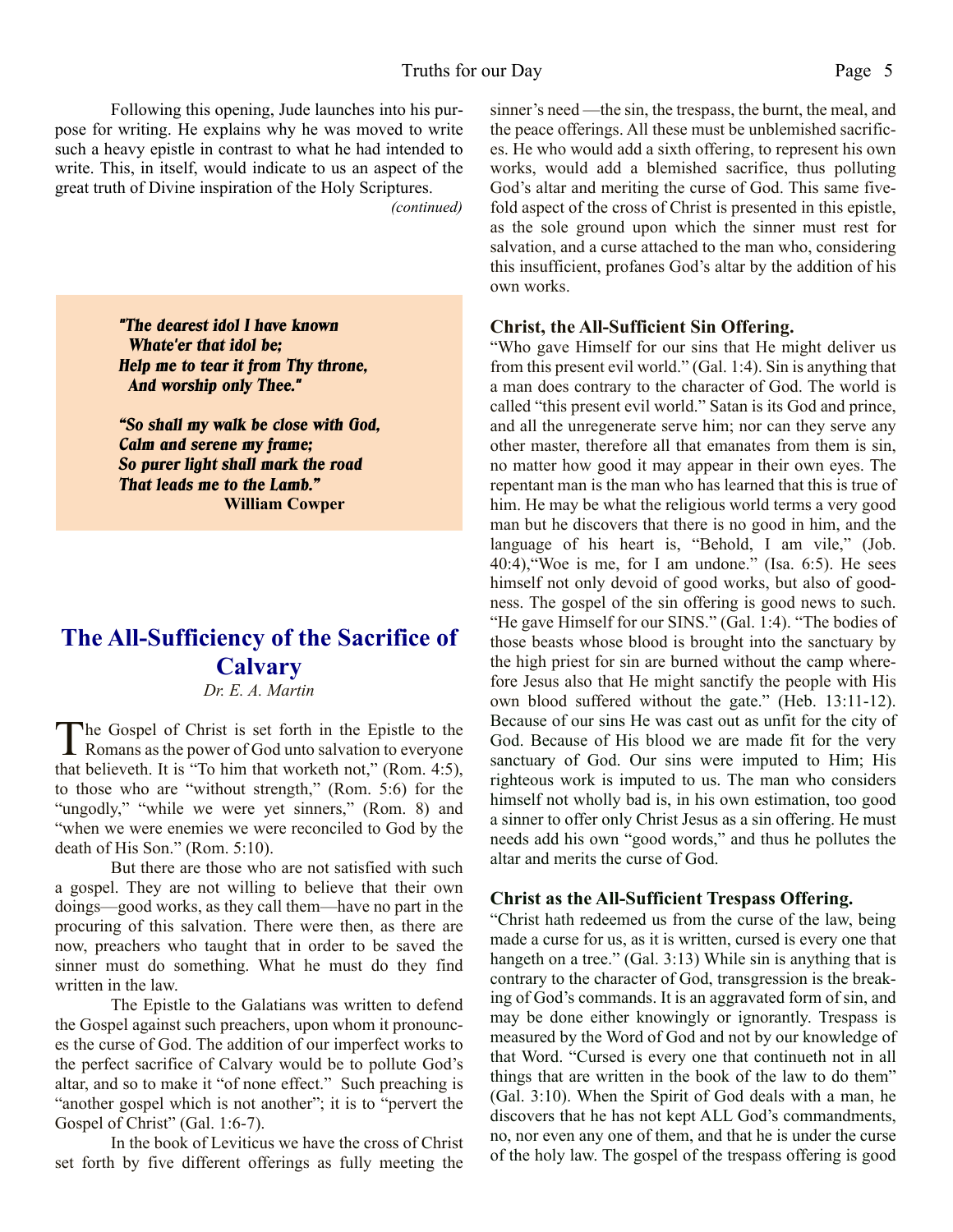Following this opening, Jude launches into his purpose for writing. He explains why he was moved to write such a heavy epistle in contrast to what he had intended to write. This, in itself, would indicate to us an aspect of the great truth of Divine inspiration of the Holy Scriptures.

*(continued)*

> ***"The dearest idol I have known***
> ***Whate'er that idol be;***
> ***Help me to tear it from Thy throne,***
> ***And worship only Thee."***
>
> ***"So shall my walk be close with God,***
> ***Calm and serene my frame;***
> ***So purer light shall mark the road***
> ***That leads me to the Lamb."***
> **William Cowper**

# The All-Sufficiency of the Sacrifice of Calvary

*Dr. E. A. Martin*

The Gospel of Christ is set forth in the Epistle to the Romans as the power of God unto salvation to everyone that believeth. It is "To him that worketh not," (Rom. 4:5), to those who are "without strength," (Rom. 5:6) for the "ungodly," "while we were yet sinners," (Rom. 8) and "when we were enemies we were reconciled to God by the death of His Son." (Rom. 5:10).

But there are those who are not satisfied with such a gospel. They are not willing to believe that their own doings—good works, as they call them—have no part in the procuring of this salvation. There were then, as there are now, preachers who taught that in order to be saved the sinner must do something. What he must do they find written in the law.

The Epistle to the Galatians was written to defend the Gospel against such preachers, upon whom it pronounces the curse of God. The addition of our imperfect works to the perfect sacrifice of Calvary would be to pollute God's altar, and so to make it "of none effect." Such preaching is "another gospel which is not another"; it is to "pervert the Gospel of Christ" (Gal. 1:6-7).

In the book of Leviticus we have the cross of Christ set forth by five different offerings as fully meeting the sinner's need —the sin, the trespass, the burnt, the meal, and the peace offerings. All these must be unblemished sacrifices. He who would add a sixth offering, to represent his own works, would add a blemished sacrifice, thus polluting God's altar and meriting the curse of God. This same five-fold aspect of the cross of Christ is presented in this epistle, as the sole ground upon which the sinner must rest for salvation, and a curse attached to the man who, considering this insufficient, profanes God's altar by the addition of his own works.

### Christ, the All-Sufficient Sin Offering.

"Who gave Himself for our sins that He might deliver us from this present evil world." (Gal. 1:4). Sin is anything that a man does contrary to the character of God. The world is called "this present evil world." Satan is its God and prince, and all the unregenerate serve him; nor can they serve any other master, therefore all that emanates from them is sin, no matter how good it may appear in their own eyes. The repentant man is the man who has learned that this is true of him. He may be what the religious world terms a very good man but he discovers that there is no good in him, and the language of his heart is, "Behold, I am vile," (Job. 40:4),"Woe is me, for I am undone." (Isa. 6:5). He sees himself not only devoid of good works, but also of goodness. The gospel of the sin offering is good news to such. "He gave Himself for our SINS." (Gal. 1:4). "The bodies of those beasts whose blood is brought into the sanctuary by the high priest for sin are burned without the camp wherefore Jesus also that He might sanctify the people with His own blood suffered without the gate." (Heb. 13:11-12). Because of our sins He was cast out as unfit for the city of God. Because of His blood we are made fit for the very sanctuary of God. Our sins were imputed to Him; His righteous work is imputed to us. The man who considers himself not wholly bad is, in his own estimation, too good a sinner to offer only Christ Jesus as a sin offering. He must needs add his own "good words," and thus he pollutes the altar and merits the curse of God.

### Christ as the All-Sufficient Trespass Offering.

"Christ hath redeemed us from the curse of the law, being made a curse for us, as it is written, cursed is every one that hangeth on a tree." (Gal. 3:13) While sin is anything that is contrary to the character of God, transgression is the breaking of God's commands. It is an aggravated form of sin, and may be done either knowingly or ignorantly. Trespass is measured by the Word of God and not by our knowledge of that Word. "Cursed is every one that continueth not in all things that are written in the book of the law to do them" (Gal. 3:10). When the Spirit of God deals with a man, he discovers that he has not kept ALL God's commandments, no, nor even any one of them, and that he is under the curse of the holy law. The gospel of the trespass offering is good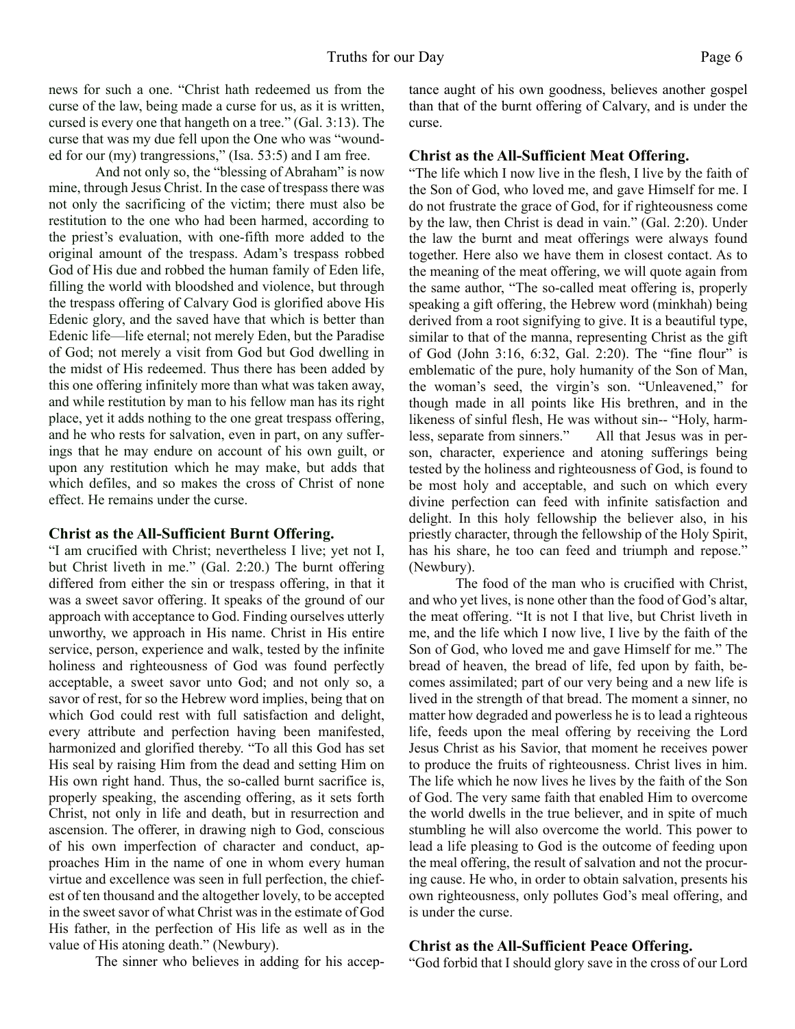news for such a one. "Christ hath redeemed us from the curse of the law, being made a curse for us, as it is written, cursed is every one that hangeth on a tree." (Gal. 3:13). The curse that was my due fell upon the One who was "wounded for our (my) trangressions," (Isa. 53:5) and I am free.

And not only so, the "blessing of Abraham" is now mine, through Jesus Christ. In the case of trespass there was not only the sacrificing of the victim; there must also be restitution to the one who had been harmed, according to the priest's evaluation, with one-fifth more added to the original amount of the trespass. Adam's trespass robbed God of His due and robbed the human family of Eden life, filling the world with bloodshed and violence, but through the trespass offering of Calvary God is glorified above His Edenic glory, and the saved have that which is better than Edenic life—life eternal; not merely Eden, but the Paradise of God; not merely a visit from God but God dwelling in the midst of His redeemed. Thus there has been added by this one offering infinitely more than what was taken away, and while restitution by man to his fellow man has its right place, yet it adds nothing to the one great trespass offering, and he who rests for salvation, even in part, on any sufferings that he may endure on account of his own guilt, or upon any restitution which he may make, but adds that which defiles, and so makes the cross of Christ of none effect. He remains under the curse.

### Christ as the All-Sufficient Burnt Offering.

"I am crucified with Christ; nevertheless I live; yet not I, but Christ liveth in me." (Gal. 2:20.) The burnt offering differed from either the sin or trespass offering, in that it was a sweet savor offering. It speaks of the ground of our approach with acceptance to God. Finding ourselves utterly unworthy, we approach in His name. Christ in His entire service, person, experience and walk, tested by the infinite holiness and righteousness of God was found perfectly acceptable, a sweet savor unto God; and not only so, a savor of rest, for so the Hebrew word implies, being that on which God could rest with full satisfaction and delight, every attribute and perfection having been manifested, harmonized and glorified thereby. "To all this God has set His seal by raising Him from the dead and setting Him on His own right hand. Thus, the so-called burnt sacrifice is, properly speaking, the ascending offering, as it sets forth Christ, not only in life and death, but in resurrection and ascension. The offerer, in drawing nigh to God, conscious of his own imperfection of character and conduct, approaches Him in the name of one in whom every human virtue and excellence was seen in full perfection, the chiefest of ten thousand and the altogether lovely, to be accepted in the sweet savor of what Christ was in the estimate of God His father, in the perfection of His life as well as in the value of His atoning death." (Newbury).

The sinner who believes in adding for his acceptance aught of his own goodness, believes another gospel than that of the burnt offering of Calvary, and is under the curse.

### Christ as the All-Sufficient Meat Offering.

"The life which I now live in the flesh, I live by the faith of the Son of God, who loved me, and gave Himself for me. I do not frustrate the grace of God, for if righteousness come by the law, then Christ is dead in vain." (Gal. 2:20). Under the law the burnt and meat offerings were always found together. Here also we have them in closest contact. As to the meaning of the meat offering, we will quote again from the same author, "The so-called meat offering is, properly speaking a gift offering, the Hebrew word (minkhah) being derived from a root signifying to give. It is a beautiful type, similar to that of the manna, representing Christ as the gift of God (John 3:16, 6:32, Gal. 2:20). The "fine flour" is emblematic of the pure, holy humanity of the Son of Man, the woman's seed, the virgin's son. "Unleavened," for though made in all points like His brethren, and in the likeness of sinful flesh, He was without sin-- "Holy, harmless, separate from sinners." All that Jesus was in person, character, experience and atoning sufferings being tested by the holiness and righteousness of God, is found to be most holy and acceptable, and such on which every divine perfection can feed with infinite satisfaction and delight. In this holy fellowship the believer also, in his priestly character, through the fellowship of the Holy Spirit, has his share, he too can feed and triumph and repose." (Newbury).

The food of the man who is crucified with Christ, and who yet lives, is none other than the food of God's altar, the meat offering. "It is not I that live, but Christ liveth in me, and the life which I now live, I live by the faith of the Son of God, who loved me and gave Himself for me." The bread of heaven, the bread of life, fed upon by faith, becomes assimilated; part of our very being and a new life is lived in the strength of that bread. The moment a sinner, no matter how degraded and powerless he is to lead a righteous life, feeds upon the meal offering by receiving the Lord Jesus Christ as his Savior, that moment he receives power to produce the fruits of righteousness. Christ lives in him. The life which he now lives he lives by the faith of the Son of God. The very same faith that enabled Him to overcome the world dwells in the true believer, and in spite of much stumbling he will also overcome the world. This power to lead a life pleasing to God is the outcome of feeding upon the meal offering, the result of salvation and not the procuring cause. He who, in order to obtain salvation, presents his own righteousness, only pollutes God's meal offering, and is under the curse.

### Christ as the All-Sufficient Peace Offering.

"God forbid that I should glory save in the cross of our Lord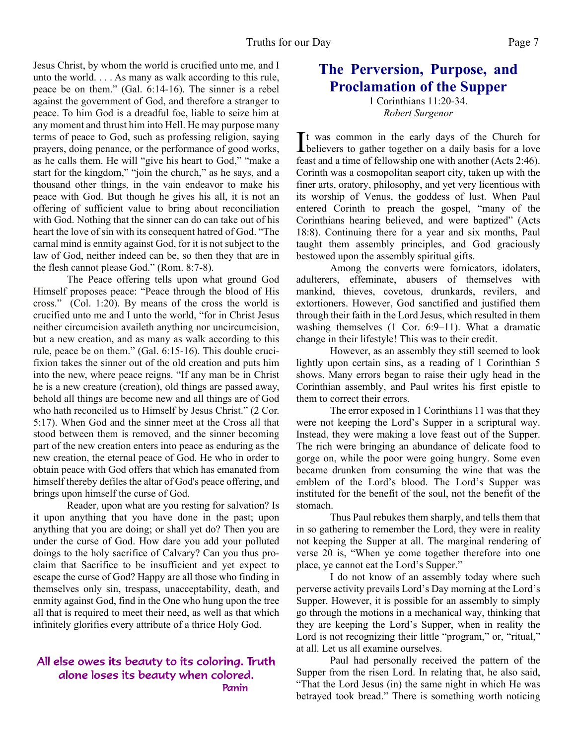Jesus Christ, by whom the world is crucified unto me, and I unto the world. . . . As many as walk according to this rule, peace be on them." (Gal. 6:14-16). The sinner is a rebel against the government of God, and therefore a stranger to peace. To him God is a dreadful foe, liable to seize him at any moment and thrust him into Hell. He may purpose many terms of peace to God, such as professing religion, saying prayers, doing penance, or the performance of good works, as he calls them. He will "give his heart to God," "make a start for the kingdom," "join the church," as he says, and a thousand other things, in the vain endeavor to make his peace with God. But though he gives his all, it is not an offering of sufficient value to bring about reconciliation with God. Nothing that the sinner can do can take out of his heart the love of sin with its consequent hatred of God. "The carnal mind is enmity against God, for it is not subject to the law of God, neither indeed can be, so then they that are in the flesh cannot please God." (Rom. 8:7-8).

The Peace offering tells upon what ground God Himself proposes peace: "Peace through the blood of His cross." (Col. 1:20). By means of the cross the world is crucified unto me and I unto the world, "for in Christ Jesus neither circumcision availeth anything nor uncircumcision, but a new creation, and as many as walk according to this rule, peace be on them." (Gal. 6:15-16). This double crucifixion takes the sinner out of the old creation and puts him into the new, where peace reigns. "If any man be in Christ he is a new creature (creation), old things are passed away, behold all things are become new and all things are of God who hath reconciled us to Himself by Jesus Christ." (2 Cor. 5:17). When God and the sinner meet at the Cross all that stood between them is removed, and the sinner becoming part of the new creation enters into peace as enduring as the new creation, the eternal peace of God. He who in order to obtain peace with God offers that which has emanated from himself thereby defiles the altar of God's peace offering, and brings upon himself the curse of God.

Reader, upon what are you resting for salvation? Is it upon anything that you have done in the past; upon anything that you are doing; or shall yet do? Then you are under the curse of God. How dare you add your polluted doings to the holy sacrifice of Calvary? Can you thus proclaim that Sacrifice to be insufficient and yet expect to escape the curse of God? Happy are all those who finding in themselves only sin, trespass, unacceptability, death, and enmity against God, find in the One who hung upon the tree all that is required to meet their need, as well as that which infinitely glorifies every attribute of a thrice Holy God.

**All else owes its beauty to its coloring. Truth alone loses its beauty when colored.**
**Panin**

# The Perversion, Purpose, and Proclamation of the Supper

1 Corinthians 11:20-34.
*Robert Surgenor*

It was common in the early days of the Church for believers to gather together on a daily basis for a love feast and a time of fellowship one with another (Acts 2:46). Corinth was a cosmopolitan seaport city, taken up with the finer arts, oratory, philosophy, and yet very licentious with its worship of Venus, the goddess of lust. When Paul entered Corinth to preach the gospel, "many of the Corinthians hearing believed, and were baptized" (Acts 18:8). Continuing there for a year and six months, Paul taught them assembly principles, and God graciously bestowed upon the assembly spiritual gifts.

Among the converts were fornicators, idolaters, adulterers, effeminate, abusers of themselves with mankind, thieves, covetous, drunkards, revilers, and extortioners. However, God sanctified and justified them through their faith in the Lord Jesus, which resulted in them washing themselves (1 Cor. 6:9–11). What a dramatic change in their lifestyle! This was to their credit.

However, as an assembly they still seemed to look lightly upon certain sins, as a reading of 1 Corinthian 5 shows. Many errors began to raise their ugly head in the Corinthian assembly, and Paul writes his first epistle to them to correct their errors.

The error exposed in 1 Corinthians 11 was that they were not keeping the Lord's Supper in a scriptural way. Instead, they were making a love feast out of the Supper. The rich were bringing an abundance of delicate food to gorge on, while the poor were going hungry. Some even became drunken from consuming the wine that was the emblem of the Lord's blood. The Lord's Supper was instituted for the benefit of the soul, not the benefit of the stomach.

Thus Paul rebukes them sharply, and tells them that in so gathering to remember the Lord, they were in reality not keeping the Supper at all. The marginal rendering of verse 20 is, "When ye come together therefore into one place, ye cannot eat the Lord's Supper."

I do not know of an assembly today where such perverse activity prevails Lord's Day morning at the Lord's Supper. However, it is possible for an assembly to simply go through the motions in a mechanical way, thinking that they are keeping the Lord's Supper, when in reality the Lord is not recognizing their little "program," or, "ritual," at all. Let us all examine ourselves.

Paul had personally received the pattern of the Supper from the risen Lord. In relating that, he also said, "That the Lord Jesus (in) the same night in which He was betrayed took bread." There is something worth noticing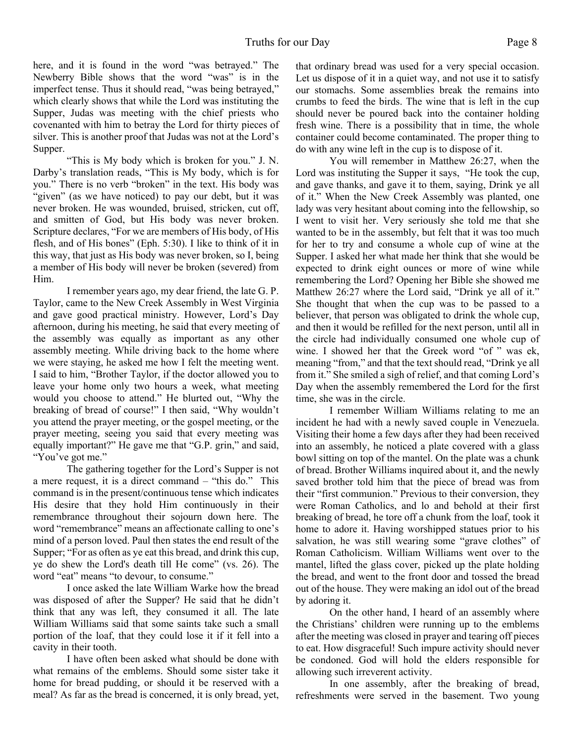here, and it is found in the word "was betrayed." The Newberry Bible shows that the word "was" is in the imperfect tense. Thus it should read, "was being betrayed," which clearly shows that while the Lord was instituting the Supper, Judas was meeting with the chief priests who covenanted with him to betray the Lord for thirty pieces of silver. This is another proof that Judas was not at the Lord's Supper.

"This is My body which is broken for you." J. N. Darby's translation reads, "This is My body, which is for you." There is no verb "broken" in the text. His body was "given" (as we have noticed) to pay our debt, but it was never broken. He was wounded, bruised, stricken, cut off, and smitten of God, but His body was never broken. Scripture declares, "For we are members of His body, of His flesh, and of His bones" (Eph. 5:30). I like to think of it in this way, that just as His body was never broken, so I, being a member of His body will never be broken (severed) from Him.

I remember years ago, my dear friend, the late G. P. Taylor, came to the New Creek Assembly in West Virginia and gave good practical ministry. However, Lord's Day afternoon, during his meeting, he said that every meeting of the assembly was equally as important as any other assembly meeting. While driving back to the home where we were staying, he asked me how I felt the meeting went. I said to him, "Brother Taylor, if the doctor allowed you to leave your home only two hours a week, what meeting would you choose to attend." He blurted out, "Why the breaking of bread of course!" I then said, "Why wouldn't you attend the prayer meeting, or the gospel meeting, or the prayer meeting, seeing you said that every meeting was equally important?" He gave me that "G.P. grin," and said, "You've got me."

The gathering together for the Lord's Supper is not a mere request, it is a direct command – "this do." This command is in the present/continuous tense which indicates His desire that they hold Him continuously in their remembrance throughout their sojourn down here. The word "remembrance" means an affectionate calling to one's mind of a person loved. Paul then states the end result of the Supper; "For as often as ye eat this bread, and drink this cup, ye do shew the Lord's death till He come" (vs. 26). The word "eat" means "to devour, to consume."

I once asked the late William Warke how the bread was disposed of after the Supper? He said that he didn't think that any was left, they consumed it all. The late William Williams said that some saints take such a small portion of the loaf, that they could lose it if it fell into a cavity in their tooth.

I have often been asked what should be done with what remains of the emblems. Should some sister take it home for bread pudding, or should it be reserved with a meal? As far as the bread is concerned, it is only bread, yet, that ordinary bread was used for a very special occasion. Let us dispose of it in a quiet way, and not use it to satisfy our stomachs. Some assemblies break the remains into crumbs to feed the birds. The wine that is left in the cup should never be poured back into the container holding fresh wine. There is a possibility that in time, the whole container could become contaminated. The proper thing to do with any wine left in the cup is to dispose of it.

You will remember in Matthew 26:27, when the Lord was instituting the Supper it says, "He took the cup, and gave thanks, and gave it to them, saying, Drink ye all of it." When the New Creek Assembly was planted, one lady was very hesitant about coming into the fellowship, so I went to visit her. Very seriously she told me that she wanted to be in the assembly, but felt that it was too much for her to try and consume a whole cup of wine at the Supper. I asked her what made her think that she would be expected to drink eight ounces or more of wine while remembering the Lord? Opening her Bible she showed me Matthew 26:27 where the Lord said, "Drink ye all of it." She thought that when the cup was to be passed to a believer, that person was obligated to drink the whole cup, and then it would be refilled for the next person, until all in the circle had individually consumed one whole cup of wine. I showed her that the Greek word "of " was ek, meaning "from," and that the text should read, "Drink ye all from it." She smiled a sigh of relief, and that coming Lord's Day when the assembly remembered the Lord for the first time, she was in the circle.

I remember William Williams relating to me an incident he had with a newly saved couple in Venezuela. Visiting their home a few days after they had been received into an assembly, he noticed a plate covered with a glass bowl sitting on top of the mantel. On the plate was a chunk of bread. Brother Williams inquired about it, and the newly saved brother told him that the piece of bread was from their "first communion." Previous to their conversion, they were Roman Catholics, and lo and behold at their first breaking of bread, he tore off a chunk from the loaf, took it home to adore it. Having worshipped statues prior to his salvation, he was still wearing some "grave clothes" of Roman Catholicism. William Williams went over to the mantel, lifted the glass cover, picked up the plate holding the bread, and went to the front door and tossed the bread out of the house. They were making an idol out of the bread by adoring it.

On the other hand, I heard of an assembly where the Christians' children were running up to the emblems after the meeting was closed in prayer and tearing off pieces to eat. How disgraceful! Such impure activity should never be condoned. God will hold the elders responsible for allowing such irreverent activity.

In one assembly, after the breaking of bread, refreshments were served in the basement. Two young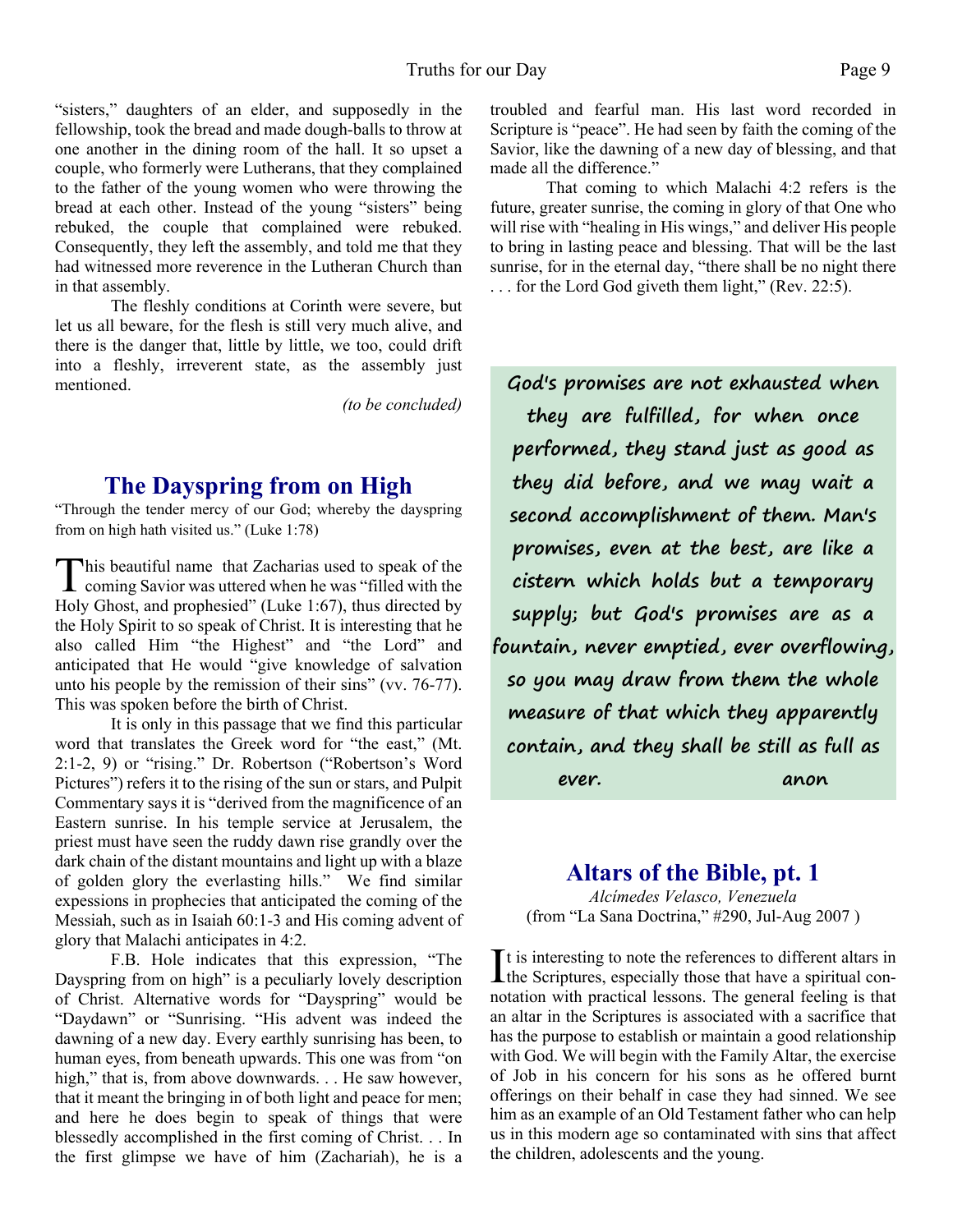"sisters," daughters of an elder, and supposedly in the fellowship, took the bread and made dough-balls to throw at one another in the dining room of the hall. It so upset a couple, who formerly were Lutherans, that they complained to the father of the young women who were throwing the bread at each other. Instead of the young "sisters" being rebuked, the couple that complained were rebuked. Consequently, they left the assembly, and told me that they had witnessed more reverence in the Lutheran Church than in that assembly.

The fleshly conditions at Corinth were severe, but let us all beware, for the flesh is still very much alive, and there is the danger that, little by little, we too, could drift into a fleshly, irreverent state, as the assembly just mentioned.

*(to be concluded)*

## The Dayspring from on High

"Through the tender mercy of our God; whereby the dayspring from on high hath visited us." (Luke 1:78)

This beautiful name that Zacharias used to speak of the coming Savior was uttered when he was "filled with the Holy Ghost, and prophesied" (Luke 1:67), thus directed by the Holy Spirit to so speak of Christ. It is interesting that he also called Him "the Highest" and "the Lord" and anticipated that He would "give knowledge of salvation unto his people by the remission of their sins" (vv. 76-77). This was spoken before the birth of Christ.

It is only in this passage that we find this particular word that translates the Greek word for "the east," (Mt. 2:1-2, 9) or "rising." Dr. Robertson ("Robertson's Word Pictures") refers it to the rising of the sun or stars, and Pulpit Commentary says it is "derived from the magnificence of an Eastern sunrise. In his temple service at Jerusalem, the priest must have seen the ruddy dawn rise grandly over the dark chain of the distant mountains and light up with a blaze of golden glory the everlasting hills." We find similar expessions in prophecies that anticipated the coming of the Messiah, such as in Isaiah 60:1-3 and His coming advent of glory that Malachi anticipates in 4:2.

F.B. Hole indicates that this expression, "The Dayspring from on high" is a peculiarly lovely description of Christ. Alternative words for "Dayspring" would be "Daydawn" or "Sunrising. "His advent was indeed the dawning of a new day. Every earthly sunrising has been, to human eyes, from beneath upwards. This one was from "on high," that is, from above downwards. . . He saw however, that it meant the bringing in of both light and peace for men; and here he does begin to speak of things that were blessedly accomplished in the first coming of Christ. . . In the first glimpse we have of him (Zachariah), he is a troubled and fearful man. His last word recorded in Scripture is "peace". He had seen by faith the coming of the Savior, like the dawning of a new day of blessing, and that made all the difference."

That coming to which Malachi 4:2 refers is the future, greater sunrise, the coming in glory of that One who will rise with "healing in His wings," and deliver His people to bring in lasting peace and blessing. That will be the last sunrise, for in the eternal day, "there shall be no night there . . . for the Lord God giveth them light," (Rev. 22:5).

God's promises are not exhausted when they are fulfilled, for when once performed, they stand just as good as they did before, and we may wait a second accomplishment of them. Man's promises, even at the best, are like a cistern which holds but a temporary supply; but God's promises are as a fountain, never emptied, ever overflowing, so you may draw from them the whole measure of that which they apparently contain, and they shall be still as full as ever. anon

## Altars of the Bible, pt. 1

*Alcímedes Velasco, Venezuela*
(from "La Sana Doctrina," #290, Jul-Aug 2007 )

It is interesting to note the references to different altars in the Scriptures, especially those that have a spiritual connotation with practical lessons. The general feeling is that an altar in the Scriptures is associated with a sacrifice that has the purpose to establish or maintain a good relationship with God. We will begin with the Family Altar, the exercise of Job in his concern for his sons as he offered burnt offerings on their behalf in case they had sinned. We see him as an example of an Old Testament father who can help us in this modern age so contaminated with sins that affect the children, adolescents and the young.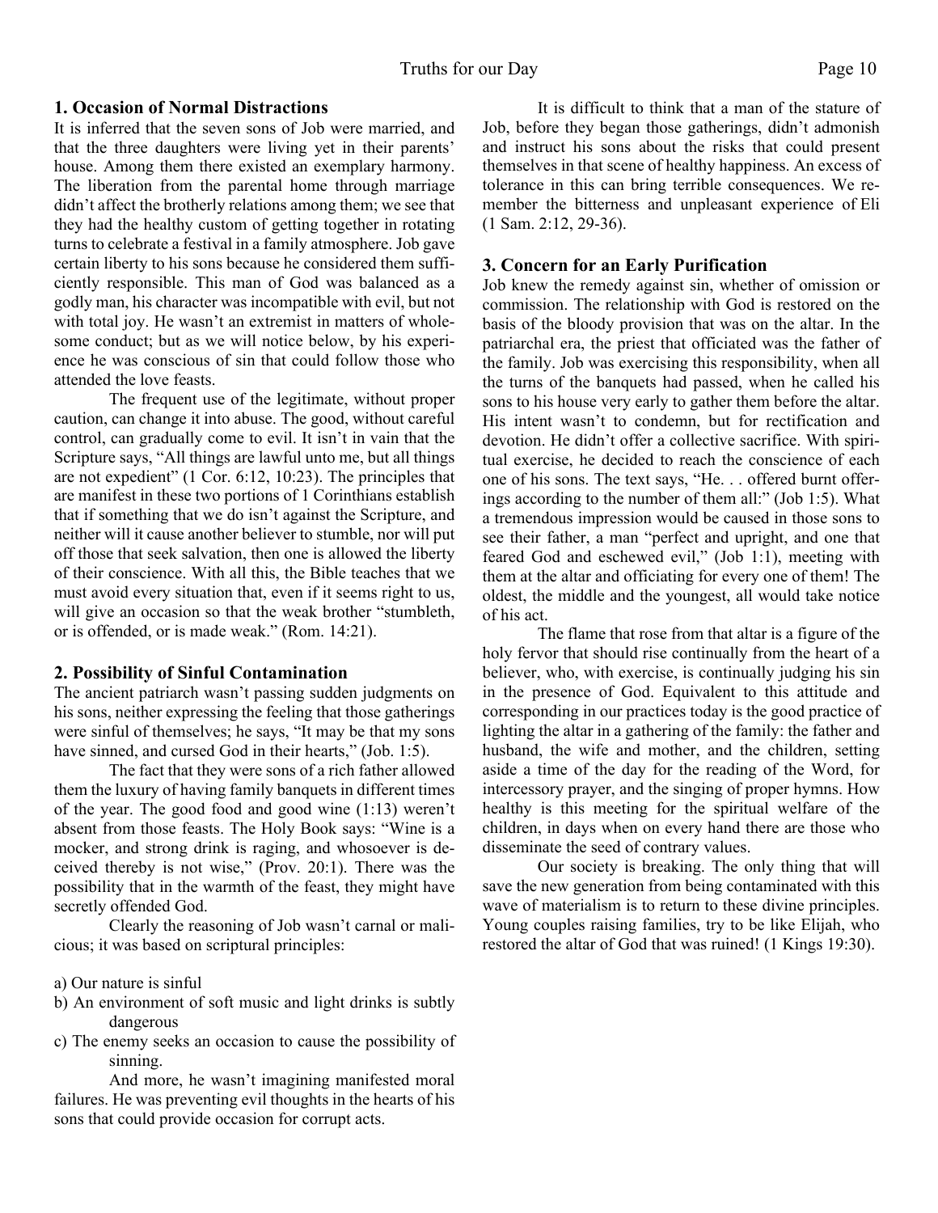### 1. Occasion of Normal Distractions

It is inferred that the seven sons of Job were married, and that the three daughters were living yet in their parents' house. Among them there existed an exemplary harmony. The liberation from the parental home through marriage didn't affect the brotherly relations among them; we see that they had the healthy custom of getting together in rotating turns to celebrate a festival in a family atmosphere. Job gave certain liberty to his sons because he considered them sufficiently responsible. This man of God was balanced as a godly man, his character was incompatible with evil, but not with total joy. He wasn't an extremist in matters of wholesome conduct; but as we will notice below, by his experience he was conscious of sin that could follow those who attended the love feasts.

The frequent use of the legitimate, without proper caution, can change it into abuse. The good, without careful control, can gradually come to evil. It isn't in vain that the Scripture says, "All things are lawful unto me, but all things are not expedient" (1 Cor. 6:12, 10:23). The principles that are manifest in these two portions of 1 Corinthians establish that if something that we do isn't against the Scripture, and neither will it cause another believer to stumble, nor will put off those that seek salvation, then one is allowed the liberty of their conscience. With all this, the Bible teaches that we must avoid every situation that, even if it seems right to us, will give an occasion so that the weak brother "stumbleth, or is offended, or is made weak." (Rom. 14:21).

### 2. Possibility of Sinful Contamination

The ancient patriarch wasn't passing sudden judgments on his sons, neither expressing the feeling that those gatherings were sinful of themselves; he says, "It may be that my sons have sinned, and cursed God in their hearts," (Job. 1:5).

The fact that they were sons of a rich father allowed them the luxury of having family banquets in different times of the year. The good food and good wine (1:13) weren't absent from those feasts. The Holy Book says: "Wine is a mocker, and strong drink is raging, and whosoever is deceived thereby is not wise," (Prov. 20:1). There was the possibility that in the warmth of the feast, they might have secretly offended God.

Clearly the reasoning of Job wasn't carnal or malicious; it was based on scriptural principles:

a) Our nature is sinful
b) An environment of soft music and light drinks is subtly dangerous
c) The enemy seeks an occasion to cause the possibility of sinning.

And more, he wasn't imagining manifested moral failures. He was preventing evil thoughts in the hearts of his sons that could provide occasion for corrupt acts.

It is difficult to think that a man of the stature of Job, before they began those gatherings, didn't admonish and instruct his sons about the risks that could present themselves in that scene of healthy happiness. An excess of tolerance in this can bring terrible consequences. We remember the bitterness and unpleasant experience of Eli (1 Sam. 2:12, 29-36).

### 3. Concern for an Early Purification

Job knew the remedy against sin, whether of omission or commission. The relationship with God is restored on the basis of the bloody provision that was on the altar. In the patriarchal era, the priest that officiated was the father of the family. Job was exercising this responsibility, when all the turns of the banquets had passed, when he called his sons to his house very early to gather them before the altar. His intent wasn't to condemn, but for rectification and devotion. He didn't offer a collective sacrifice. With spiritual exercise, he decided to reach the conscience of each one of his sons. The text says, "He. . . offered burnt offerings according to the number of them all:" (Job 1:5). What a tremendous impression would be caused in those sons to see their father, a man "perfect and upright, and one that feared God and eschewed evil," (Job 1:1), meeting with them at the altar and officiating for every one of them! The oldest, the middle and the youngest, all would take notice of his act.

The flame that rose from that altar is a figure of the holy fervor that should rise continually from the heart of a believer, who, with exercise, is continually judging his sin in the presence of God. Equivalent to this attitude and corresponding in our practices today is the good practice of lighting the altar in a gathering of the family: the father and husband, the wife and mother, and the children, setting aside a time of the day for the reading of the Word, for intercessory prayer, and the singing of proper hymns. How healthy is this meeting for the spiritual welfare of the children, in days when on every hand there are those who disseminate the seed of contrary values.

Our society is breaking. The only thing that will save the new generation from being contaminated with this wave of materialism is to return to these divine principles. Young couples raising families, try to be like Elijah, who restored the altar of God that was ruined! (1 Kings 19:30).